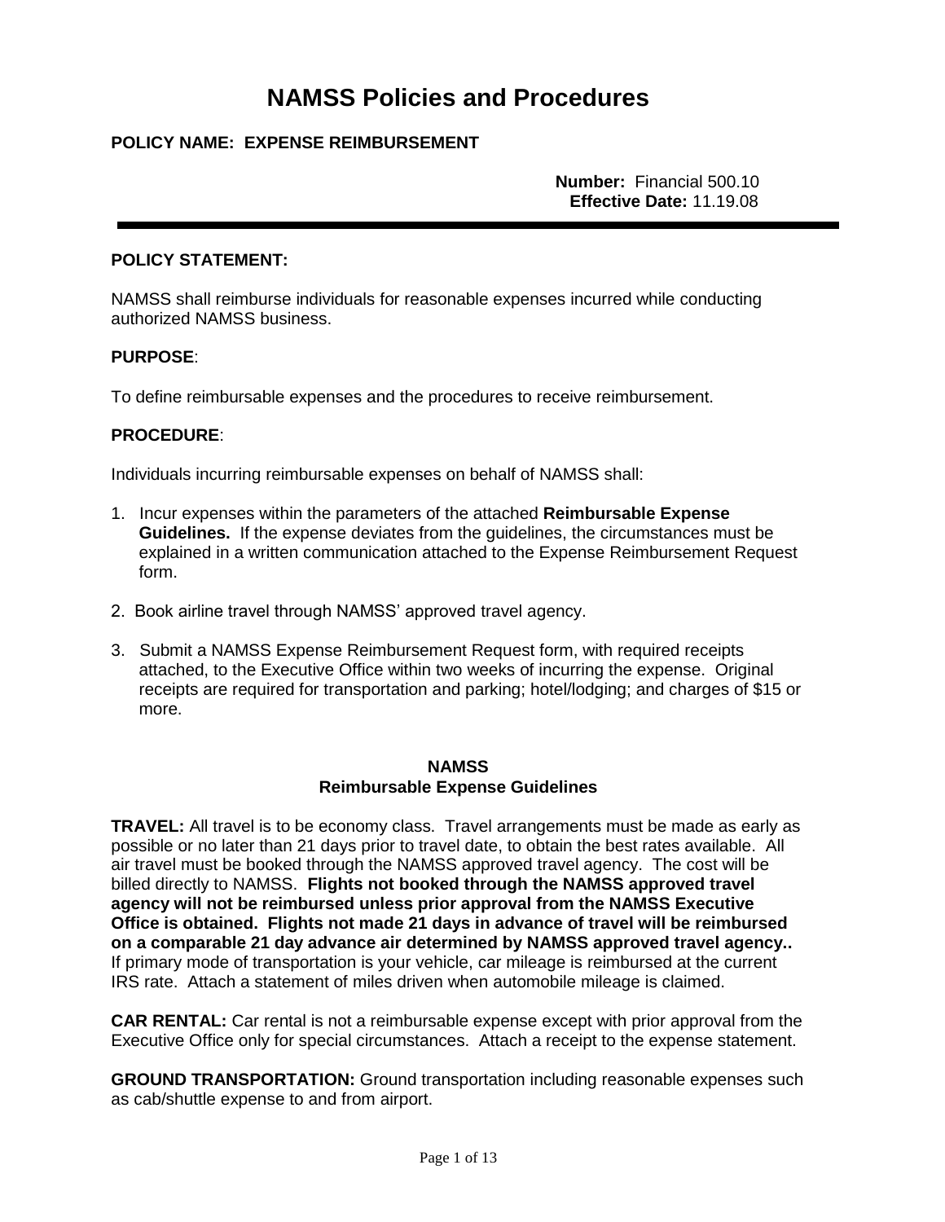# NAMSS Policies and Procedures

**POLICY NAME: EXPENSE REIMBURSEMENT**

**Number:** Financial 500.10
**Effective Date:** 11.19.08

---

**POLICY STATEMENT:**

NAMSS shall reimburse individuals for reasonable expenses incurred while conducting authorized NAMSS business.

**PURPOSE**:

To define reimbursable expenses and the procedures to receive reimbursement.

**PROCEDURE**:

Individuals incurring reimbursable expenses on behalf of NAMSS shall:

1. Incur expenses within the parameters of the attached **Reimbursable Expense Guidelines.** If the expense deviates from the guidelines, the circumstances must be explained in a written communication attached to the Expense Reimbursement Request form.

2. Book airline travel through NAMSS' approved travel agency.

3. Submit a NAMSS Expense Reimbursement Request form, with required receipts attached, to the Executive Office within two weeks of incurring the expense. Original receipts are required for transportation and parking; hotel/lodging; and charges of $15 or more.

## NAMSS
## Reimbursable Expense Guidelines

**TRAVEL:** All travel is to be economy class. Travel arrangements must be made as early as possible or no later than 21 days prior to travel date, to obtain the best rates available. All air travel must be booked through the NAMSS approved travel agency. The cost will be billed directly to NAMSS. **Flights not booked through the NAMSS approved travel agency will not be reimbursed unless prior approval from the NAMSS Executive Office is obtained. Flights not made 21 days in advance of travel will be reimbursed on a comparable 21 day advance air determined by NAMSS approved travel agency..** If primary mode of transportation is your vehicle, car mileage is reimbursed at the current IRS rate. Attach a statement of miles driven when automobile mileage is claimed.

**CAR RENTAL:** Car rental is not a reimbursable expense except with prior approval from the Executive Office only for special circumstances. Attach a receipt to the expense statement.

**GROUND TRANSPORTATION:** Ground transportation including reasonable expenses such as cab/shuttle expense to and from airport.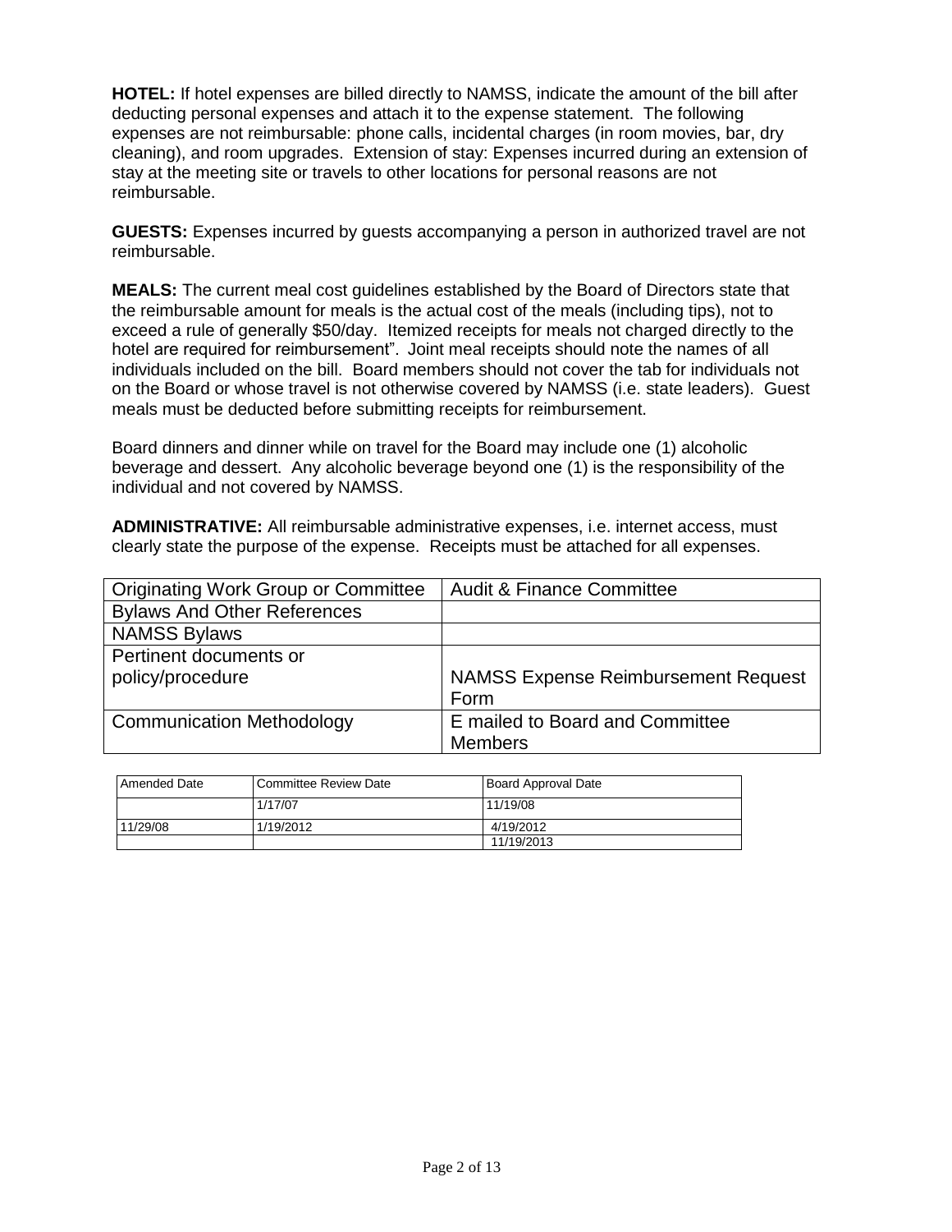**HOTEL:** If hotel expenses are billed directly to NAMSS, indicate the amount of the bill after deducting personal expenses and attach it to the expense statement. The following expenses are not reimbursable: phone calls, incidental charges (in room movies, bar, dry cleaning), and room upgrades. Extension of stay: Expenses incurred during an extension of stay at the meeting site or travels to other locations for personal reasons are not reimbursable.

**GUESTS:** Expenses incurred by guests accompanying a person in authorized travel are not reimbursable.

**MEALS:** The current meal cost guidelines established by the Board of Directors state that the reimbursable amount for meals is the actual cost of the meals (including tips), not to exceed a rule of generally $50/day. Itemized receipts for meals not charged directly to the hotel are required for reimbursement". Joint meal receipts should note the names of all individuals included on the bill. Board members should not cover the tab for individuals not on the Board or whose travel is not otherwise covered by NAMSS (i.e. state leaders). Guest meals must be deducted before submitting receipts for reimbursement.

Board dinners and dinner while on travel for the Board may include one (1) alcoholic beverage and dessert. Any alcoholic beverage beyond one (1) is the responsibility of the individual and not covered by NAMSS.

**ADMINISTRATIVE:** All reimbursable administrative expenses, i.e. internet access, must clearly state the purpose of the expense. Receipts must be attached for all expenses.

| Originating Work Group or Committee | Audit & Finance Committee |
|---|---|
| Bylaws And Other References | |
| NAMSS Bylaws | |
| Pertinent documents or policy/procedure | NAMSS Expense Reimbursement Request Form |
| Communication Methodology | E mailed to Board and Committee Members |

| Amended Date | Committee Review Date | Board Approval Date |
|---|---|---|
| | 1/17/07 | 11/19/08 |
| 11/29/08 | 1/19/2012 | 4/19/2012 |
| | | 11/19/2013 |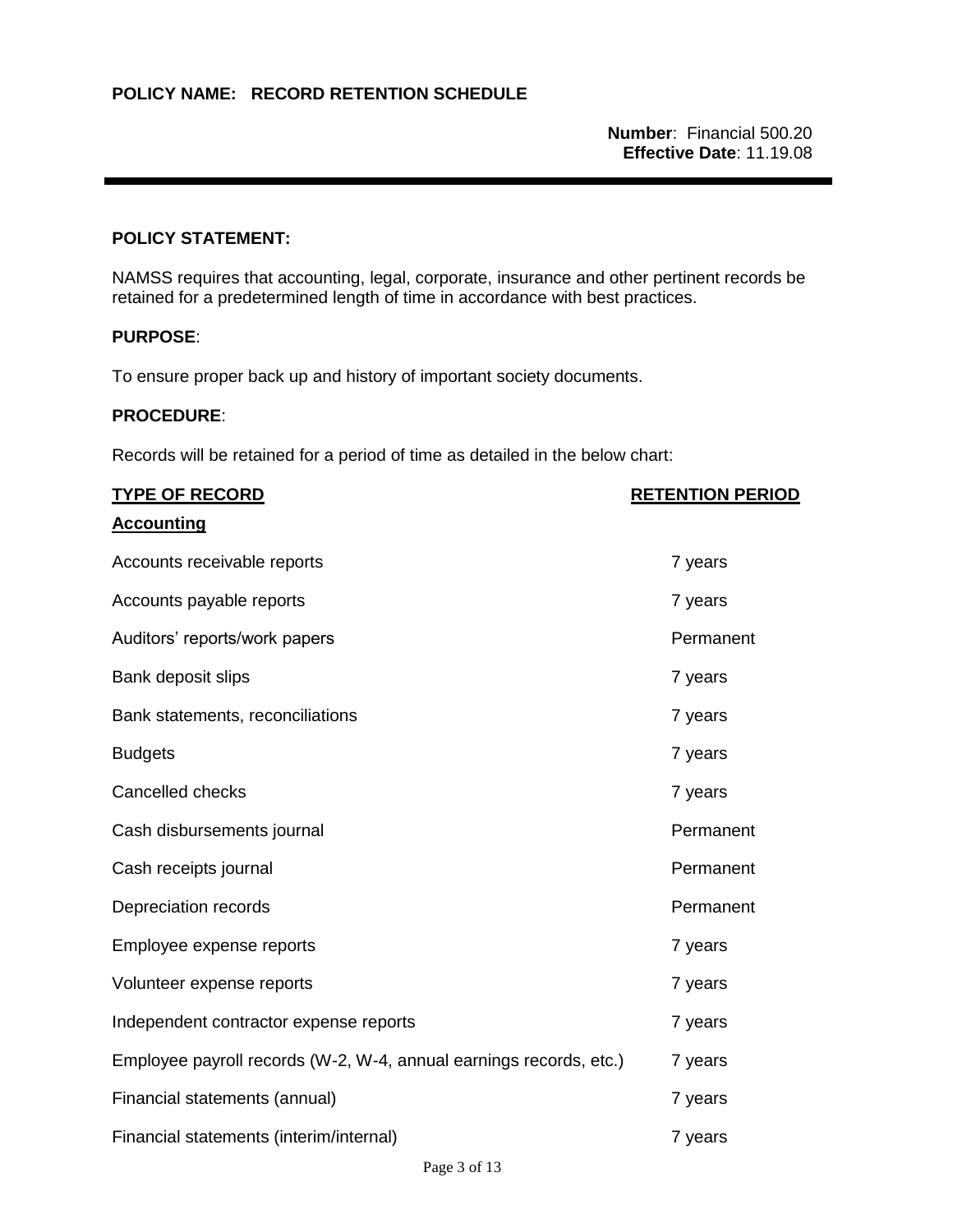**POLICY NAME: RECORD RETENTION SCHEDULE**

**Number**: Financial 500.20
**Effective Date**: 11.19.08

---

**POLICY STATEMENT:**

NAMSS requires that accounting, legal, corporate, insurance and other pertinent records be retained for a predetermined length of time in accordance with best practices.

**PURPOSE**:

To ensure proper back up and history of important society documents.

**PROCEDURE**:

Records will be retained for a period of time as detailed in the below chart:

| TYPE OF RECORD | RETENTION PERIOD |
|---|---|
| **Accounting** | |
| Accounts receivable reports | 7 years |
| Accounts payable reports | 7 years |
| Auditors' reports/work papers | Permanent |
| Bank deposit slips | 7 years |
| Bank statements, reconciliations | 7 years |
| Budgets | 7 years |
| Cancelled checks | 7 years |
| Cash disbursements journal | Permanent |
| Cash receipts journal | Permanent |
| Depreciation records | Permanent |
| Employee expense reports | 7 years |
| Volunteer expense reports | 7 years |
| Independent contractor expense reports | 7 years |
| Employee payroll records (W-2, W-4, annual earnings records, etc.) | 7 years |
| Financial statements (annual) | 7 years |
| Financial statements (interim/internal) | 7 years |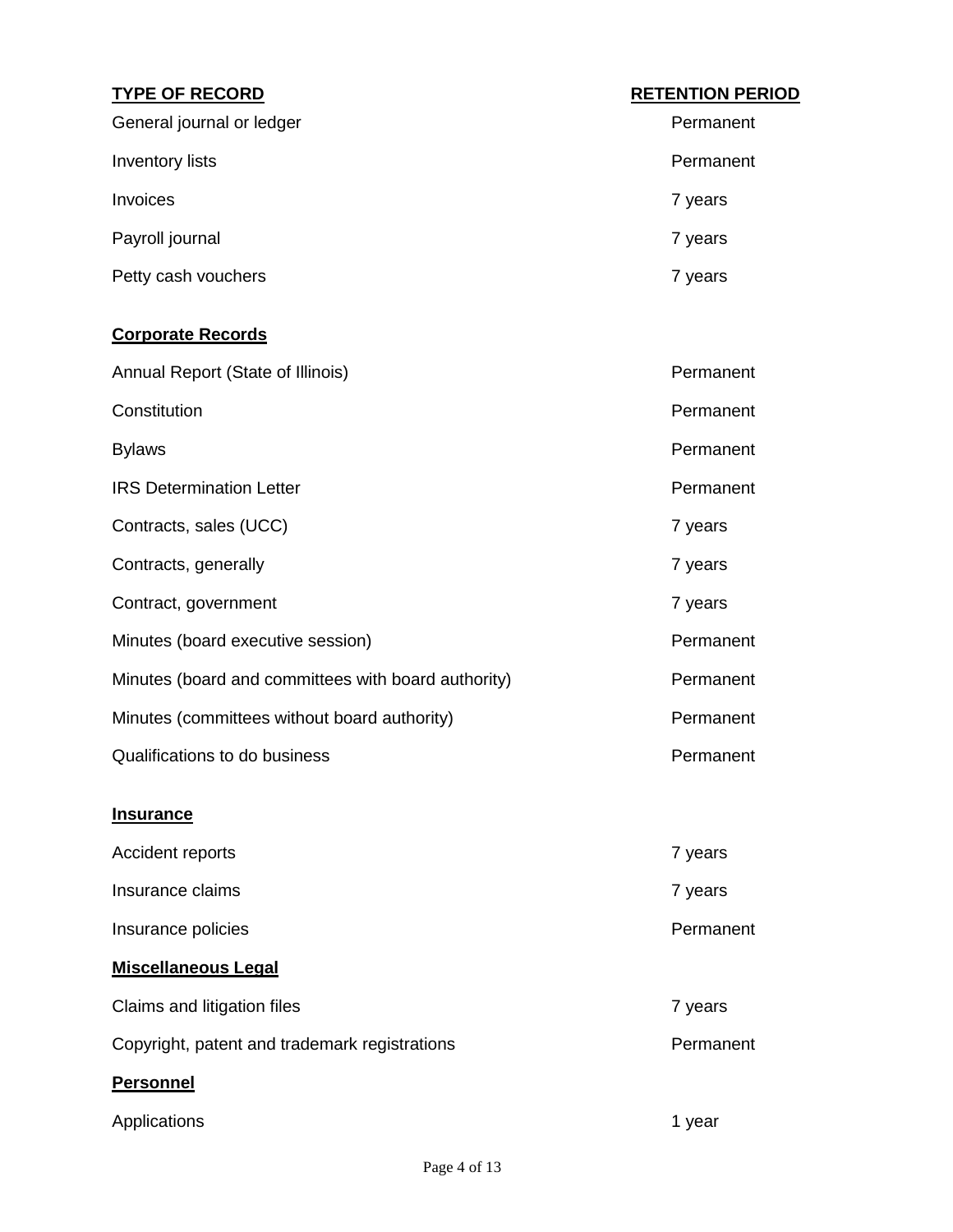| TYPE OF RECORD | RETENTION PERIOD |
| --- | --- |
| General journal or ledger | Permanent |
| Inventory lists | Permanent |
| Invoices | 7 years |
| Payroll journal | 7 years |
| Petty cash vouchers | 7 years |
| **Corporate Records** | |
| Annual Report (State of Illinois) | Permanent |
| Constitution | Permanent |
| Bylaws | Permanent |
| IRS Determination Letter | Permanent |
| Contracts, sales (UCC) | 7 years |
| Contracts, generally | 7 years |
| Contract, government | 7 years |
| Minutes (board executive session) | Permanent |
| Minutes (board and committees with board authority) | Permanent |
| Minutes (committees without board authority) | Permanent |
| Qualifications to do business | Permanent |
| **Insurance** | |
| Accident reports | 7 years |
| Insurance claims | 7 years |
| Insurance policies | Permanent |
| **Miscellaneous Legal** | |
| Claims and litigation files | 7 years |
| Copyright, patent and trademark registrations | Permanent |
| **Personnel** | |
| Applications | 1 year |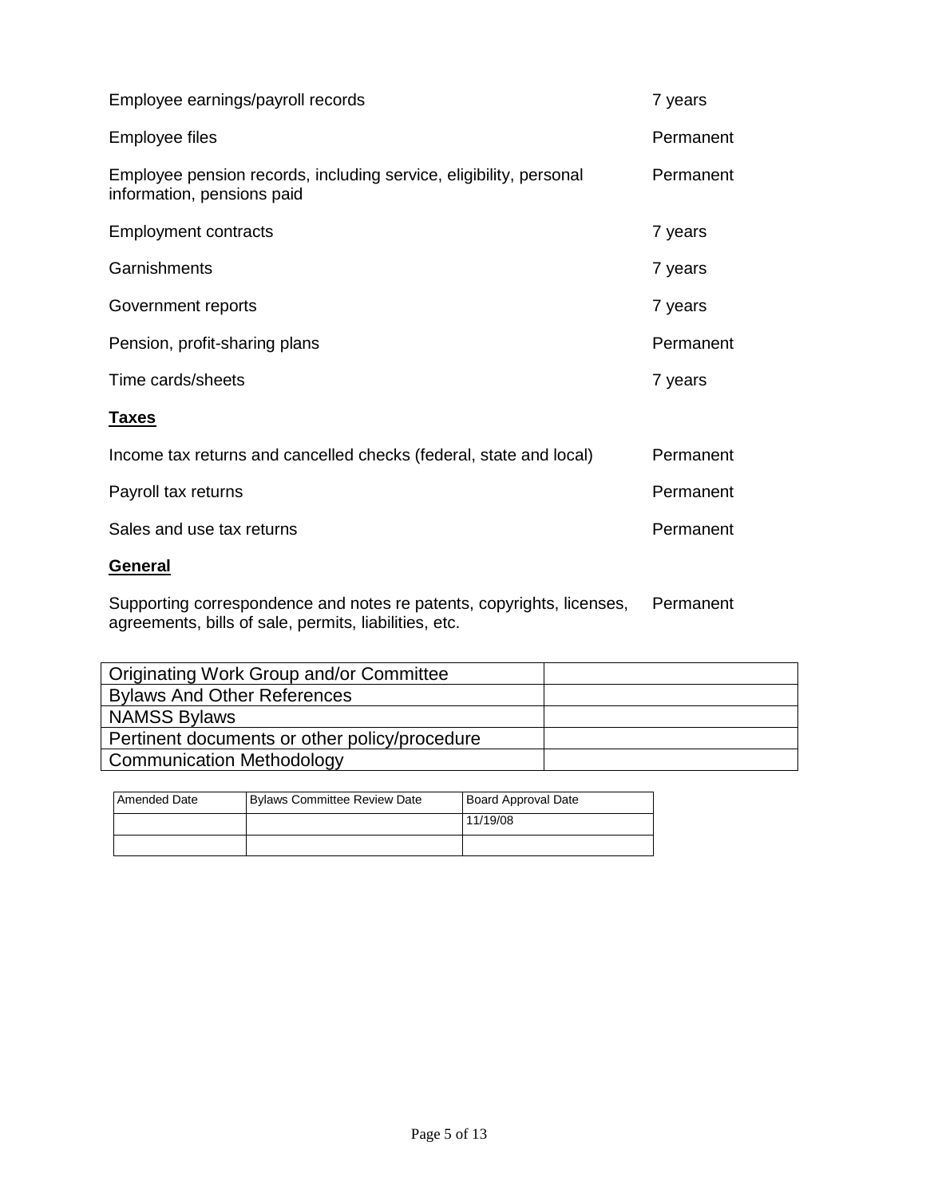| | |
|---|---|
| Employee earnings/payroll records | 7 years |
| Employee files | Permanent |
| Employee pension records, including service, eligibility, personal information, pensions paid | Permanent |
| Employment contracts | 7 years |
| Garnishments | 7 years |
| Government reports | 7 years |
| Pension, profit-sharing plans | Permanent |
| Time cards/sheets | 7 years |

**Taxes**

| | |
|---|---|
| Income tax returns and cancelled checks (federal, state and local) | Permanent |
| Payroll tax returns | Permanent |
| Sales and use tax returns | Permanent |

**General**

| | |
|---|---|
| Supporting correspondence and notes re patents, copyrights, licenses, agreements, bills of sale, permits, liabilities, etc. | Permanent |

| Originating Work Group and/or Committee | |
|---|---|
| Bylaws And Other References | |
| NAMSS Bylaws | |
| Pertinent documents or other policy/procedure | |
| Communication Methodology | |

| Amended Date | Bylaws Committee Review Date | Board Approval Date |
|---|---|---|
| | | 11/19/08 |
| | | |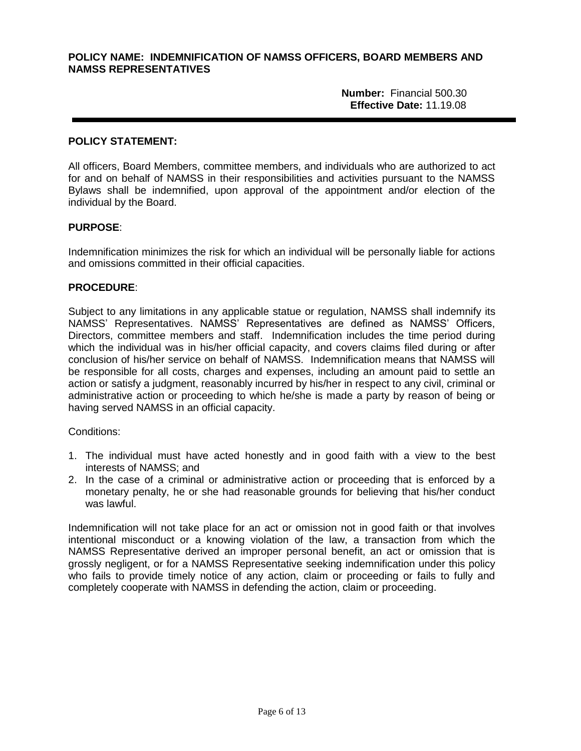**POLICY NAME: INDEMNIFICATION OF NAMSS OFFICERS, BOARD MEMBERS AND NAMSS REPRESENTATIVES**

**Number:** Financial 500.30
**Effective Date:** 11.19.08

---

**POLICY STATEMENT:**

All officers, Board Members, committee members, and individuals who are authorized to act for and on behalf of NAMSS in their responsibilities and activities pursuant to the NAMSS Bylaws shall be indemnified, upon approval of the appointment and/or election of the individual by the Board.

**PURPOSE**:

Indemnification minimizes the risk for which an individual will be personally liable for actions and omissions committed in their official capacities.

**PROCEDURE**:

Subject to any limitations in any applicable statue or regulation, NAMSS shall indemnify its NAMSS' Representatives. NAMSS' Representatives are defined as NAMSS' Officers, Directors, committee members and staff. Indemnification includes the time period during which the individual was in his/her official capacity, and covers claims filed during or after conclusion of his/her service on behalf of NAMSS. Indemnification means that NAMSS will be responsible for all costs, charges and expenses, including an amount paid to settle an action or satisfy a judgment, reasonably incurred by his/her in respect to any civil, criminal or administrative action or proceeding to which he/she is made a party by reason of being or having served NAMSS in an official capacity.

Conditions:

1. The individual must have acted honestly and in good faith with a view to the best interests of NAMSS; and
2. In the case of a criminal or administrative action or proceeding that is enforced by a monetary penalty, he or she had reasonable grounds for believing that his/her conduct was lawful.

Indemnification will not take place for an act or omission not in good faith or that involves intentional misconduct or a knowing violation of the law, a transaction from which the NAMSS Representative derived an improper personal benefit, an act or omission that is grossly negligent, or for a NAMSS Representative seeking indemnification under this policy who fails to provide timely notice of any action, claim or proceeding or fails to fully and completely cooperate with NAMSS in defending the action, claim or proceeding.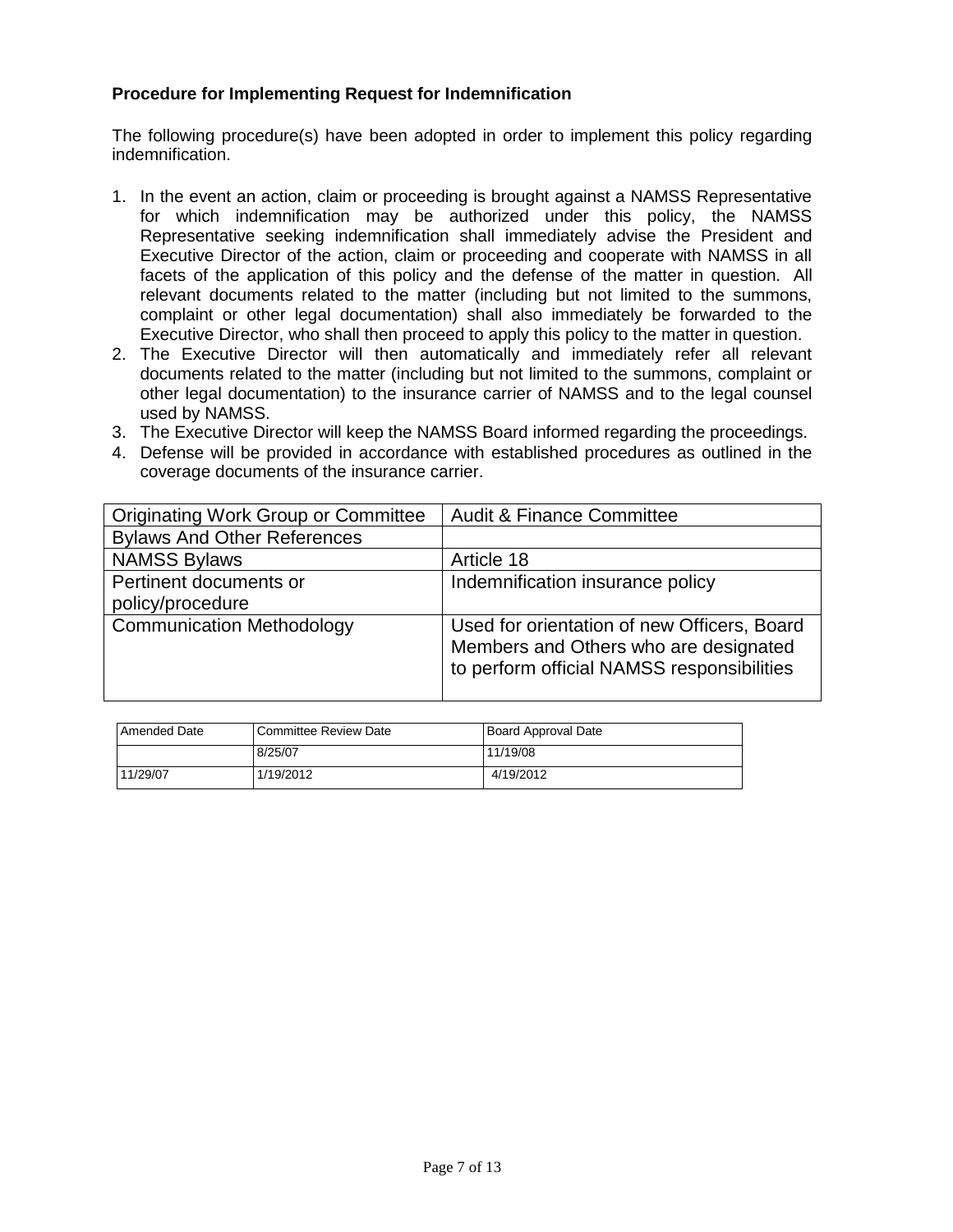**Procedure for Implementing Request for Indemnification**

The following procedure(s) have been adopted in order to implement this policy regarding indemnification.

1. In the event an action, claim or proceeding is brought against a NAMSS Representative for which indemnification may be authorized under this policy, the NAMSS Representative seeking indemnification shall immediately advise the President and Executive Director of the action, claim or proceeding and cooperate with NAMSS in all facets of the application of this policy and the defense of the matter in question. All relevant documents related to the matter (including but not limited to the summons, complaint or other legal documentation) shall also immediately be forwarded to the Executive Director, who shall then proceed to apply this policy to the matter in question.
2. The Executive Director will then automatically and immediately refer all relevant documents related to the matter (including but not limited to the summons, complaint or other legal documentation) to the insurance carrier of NAMSS and to the legal counsel used by NAMSS.
3. The Executive Director will keep the NAMSS Board informed regarding the proceedings.
4. Defense will be provided in accordance with established procedures as outlined in the coverage documents of the insurance carrier.

| Originating Work Group or Committee | Audit & Finance Committee |
|---|---|
| Bylaws And Other References | |
| NAMSS Bylaws | Article 18 |
| Pertinent documents or policy/procedure | Indemnification insurance policy |
| Communication Methodology | Used for orientation of new Officers, Board Members and Others who are designated to perform official NAMSS responsibilities |

| Amended Date | Committee Review Date | Board Approval Date |
|---|---|---|
| | 8/25/07 | 11/19/08 |
| 11/29/07 | 1/19/2012 | 4/19/2012 |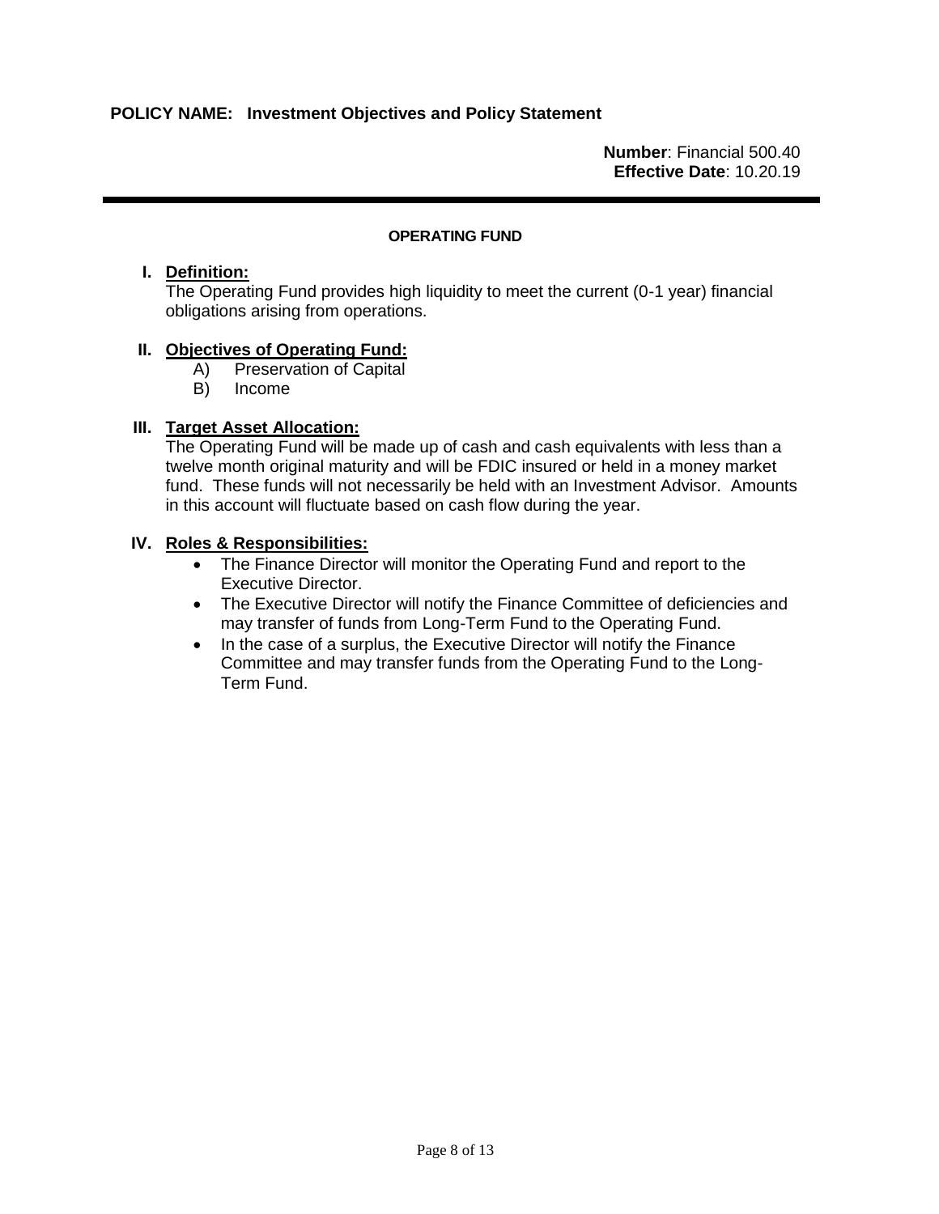**POLICY NAME: Investment Objectives and Policy Statement**

**Number**: Financial 500.40
**Effective Date**: 10.20.19

---

## OPERATING FUND

**I. Definition:**

The Operating Fund provides high liquidity to meet the current (0-1 year) financial obligations arising from operations.

**II. Objectives of Operating Fund:**

A) Preservation of Capital
B) Income

**III. Target Asset Allocation:**

The Operating Fund will be made up of cash and cash equivalents with less than a twelve month original maturity and will be FDIC insured or held in a money market fund. These funds will not necessarily be held with an Investment Advisor. Amounts in this account will fluctuate based on cash flow during the year.

**IV. Roles & Responsibilities:**

- The Finance Director will monitor the Operating Fund and report to the Executive Director.
- The Executive Director will notify the Finance Committee of deficiencies and may transfer of funds from Long-Term Fund to the Operating Fund.
- In the case of a surplus, the Executive Director will notify the Finance Committee and may transfer funds from the Operating Fund to the Long-Term Fund.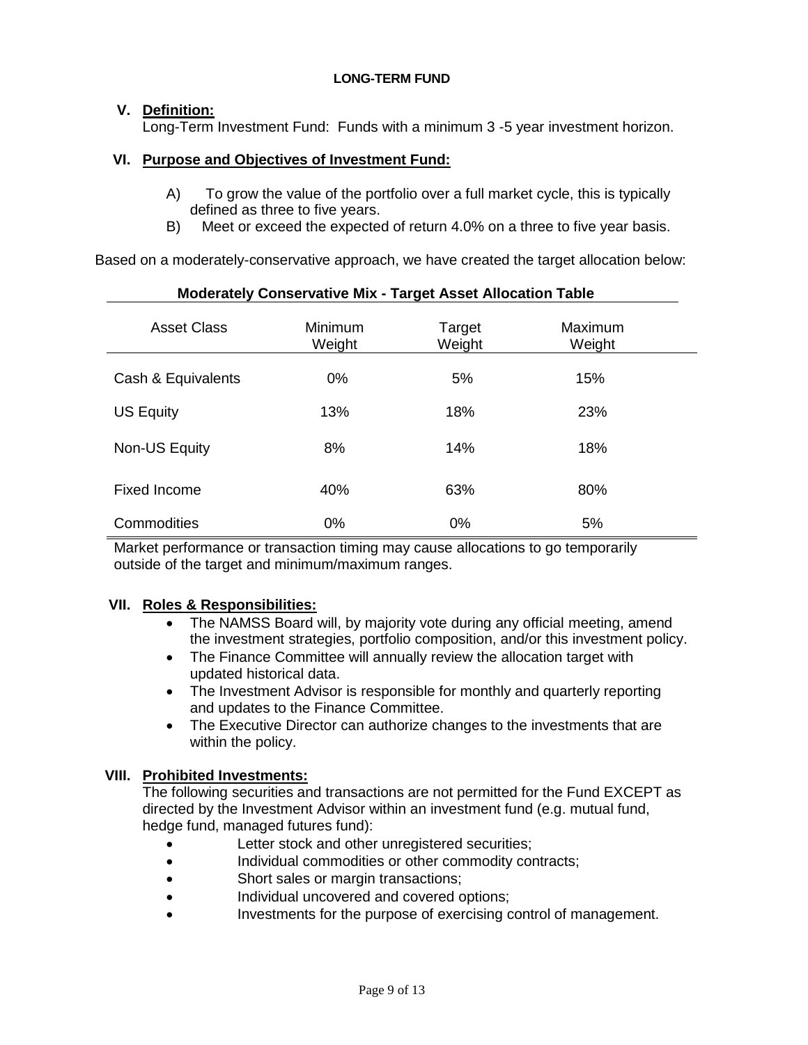**LONG-TERM FUND**

## V. Definition:

Long-Term Investment Fund: Funds with a minimum 3 -5 year investment horizon.

## VI. Purpose and Objectives of Investment Fund:

A) To grow the value of the portfolio over a full market cycle, this is typically defined as three to five years.

B) Meet or exceed the expected of return 4.0% on a three to five year basis.

Based on a moderately-conservative approach, we have created the target allocation below:

**Moderately Conservative Mix - Target Asset Allocation Table**

| Asset Class | Minimum Weight | Target Weight | Maximum Weight |
|---|---|---|---|
| Cash & Equivalents | 0% | 5% | 15% |
| US Equity | 13% | 18% | 23% |
| Non-US Equity | 8% | 14% | 18% |
| Fixed Income | 40% | 63% | 80% |
| Commodities | 0% | 0% | 5% |

Market performance or transaction timing may cause allocations to go temporarily outside of the target and minimum/maximum ranges.

## VII. Roles & Responsibilities:

- The NAMSS Board will, by majority vote during any official meeting, amend the investment strategies, portfolio composition, and/or this investment policy.
- The Finance Committee will annually review the allocation target with updated historical data.
- The Investment Advisor is responsible for monthly and quarterly reporting and updates to the Finance Committee.
- The Executive Director can authorize changes to the investments that are within the policy.

## VIII. Prohibited Investments:

The following securities and transactions are not permitted for the Fund EXCEPT as directed by the Investment Advisor within an investment fund (e.g. mutual fund, hedge fund, managed futures fund):

- Letter stock and other unregistered securities;
- Individual commodities or other commodity contracts;
- Short sales or margin transactions;
- Individual uncovered and covered options;
- Investments for the purpose of exercising control of management.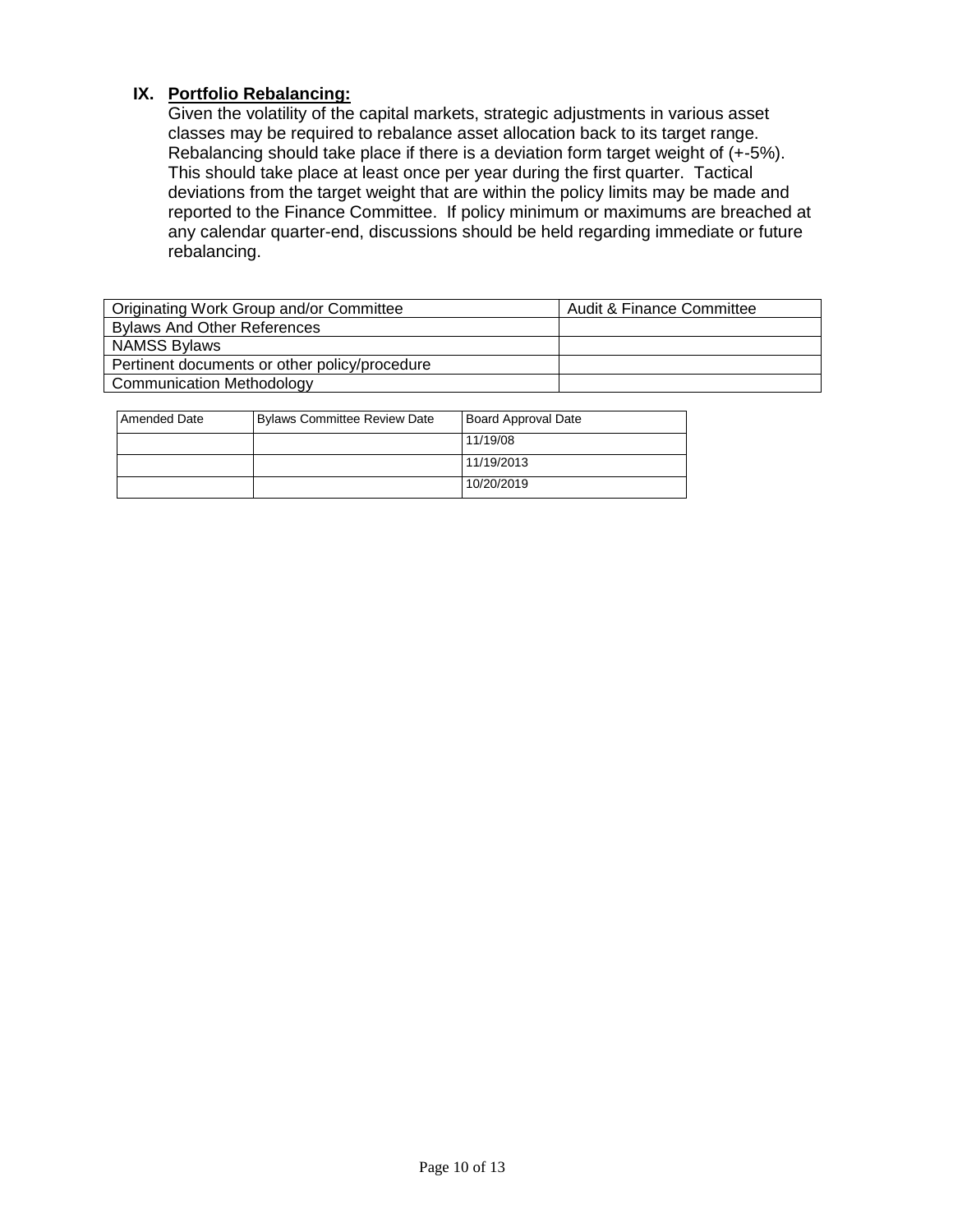## IX. Portfolio Rebalancing:

Given the volatility of the capital markets, strategic adjustments in various asset classes may be required to rebalance asset allocation back to its target range. Rebalancing should take place if there is a deviation form target weight of (+-5%). This should take place at least once per year during the first quarter. Tactical deviations from the target weight that are within the policy limits may be made and reported to the Finance Committee. If policy minimum or maximums are breached at any calendar quarter-end, discussions should be held regarding immediate or future rebalancing.

| Originating Work Group and/or Committee | Audit & Finance Committee |
|---|---|
| Bylaws And Other References | |
| NAMSS Bylaws | |
| Pertinent documents or other policy/procedure | |
| Communication Methodology | |

| Amended Date | Bylaws Committee Review Date | Board Approval Date |
|---|---|---|
| | | 11/19/08 |
| | | 11/19/2013 |
| | | 10/20/2019 |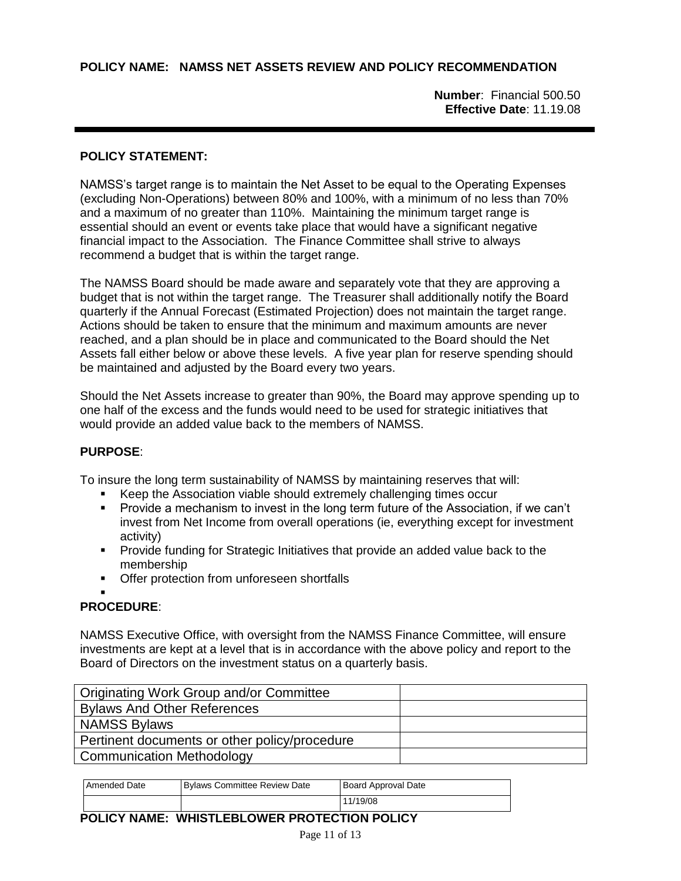**POLICY NAME: NAMSS NET ASSETS REVIEW AND POLICY RECOMMENDATION**

**Number**: Financial 500.50
**Effective Date**: 11.19.08

---

**POLICY STATEMENT:**

NAMSS's target range is to maintain the Net Asset to be equal to the Operating Expenses (excluding Non-Operations) between 80% and 100%, with a minimum of no less than 70% and a maximum of no greater than 110%. Maintaining the minimum target range is essential should an event or events take place that would have a significant negative financial impact to the Association. The Finance Committee shall strive to always recommend a budget that is within the target range.

The NAMSS Board should be made aware and separately vote that they are approving a budget that is not within the target range. The Treasurer shall additionally notify the Board quarterly if the Annual Forecast (Estimated Projection) does not maintain the target range. Actions should be taken to ensure that the minimum and maximum amounts are never reached, and a plan should be in place and communicated to the Board should the Net Assets fall either below or above these levels. A five year plan for reserve spending should be maintained and adjusted by the Board every two years.

Should the Net Assets increase to greater than 90%, the Board may approve spending up to one half of the excess and the funds would need to be used for strategic initiatives that would provide an added value back to the members of NAMSS.

**PURPOSE**:

To insure the long term sustainability of NAMSS by maintaining reserves that will:

- Keep the Association viable should extremely challenging times occur
- Provide a mechanism to invest in the long term future of the Association, if we can't invest from Net Income from overall operations (ie, everything except for investment activity)
- Provide funding for Strategic Initiatives that provide an added value back to the membership
- Offer protection from unforeseen shortfalls
-

**PROCEDURE**:

NAMSS Executive Office, with oversight from the NAMSS Finance Committee, will ensure investments are kept at a level that is in accordance with the above policy and report to the Board of Directors on the investment status on a quarterly basis.

| | |
|---|---|
| Originating Work Group and/or Committee | |
| Bylaws And Other References | |
| NAMSS Bylaws | |
| Pertinent documents or other policy/procedure | |
| Communication Methodology | |

| Amended Date | Bylaws Committee Review Date | Board Approval Date |
|---|---|---|
| | | 11/19/08 |

**POLICY NAME: WHISTLEBLOWER PROTECTION POLICY**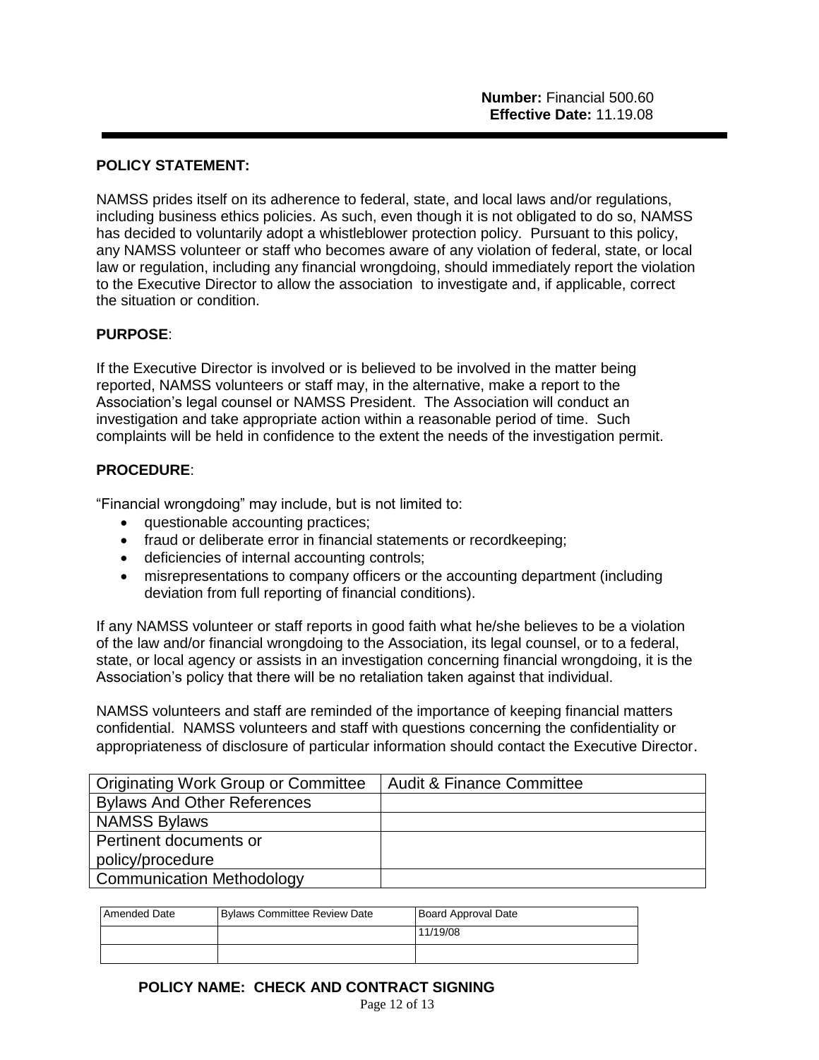**Number:** Financial 500.60
**Effective Date:** 11.19.08

**POLICY STATEMENT:**

NAMSS prides itself on its adherence to federal, state, and local laws and/or regulations, including business ethics policies. As such, even though it is not obligated to do so, NAMSS has decided to voluntarily adopt a whistleblower protection policy. Pursuant to this policy, any NAMSS volunteer or staff who becomes aware of any violation of federal, state, or local law or regulation, including any financial wrongdoing, should immediately report the violation to the Executive Director to allow the association to investigate and, if applicable, correct the situation or condition.

**PURPOSE**:

If the Executive Director is involved or is believed to be involved in the matter being reported, NAMSS volunteers or staff may, in the alternative, make a report to the Association's legal counsel or NAMSS President. The Association will conduct an investigation and take appropriate action within a reasonable period of time. Such complaints will be held in confidence to the extent the needs of the investigation permit.

**PROCEDURE**:

"Financial wrongdoing" may include, but is not limited to:

- questionable accounting practices;
- fraud or deliberate error in financial statements or recordkeeping;
- deficiencies of internal accounting controls;
- misrepresentations to company officers or the accounting department (including deviation from full reporting of financial conditions).

If any NAMSS volunteer or staff reports in good faith what he/she believes to be a violation of the law and/or financial wrongdoing to the Association, its legal counsel, or to a federal, state, or local agency or assists in an investigation concerning financial wrongdoing, it is the Association's policy that there will be no retaliation taken against that individual.

NAMSS volunteers and staff are reminded of the importance of keeping financial matters confidential. NAMSS volunteers and staff with questions concerning the confidentiality or appropriateness of disclosure of particular information should contact the Executive Director.

| Originating Work Group or Committee | Audit & Finance Committee |
|---|---|
| Bylaws And Other References | |
| NAMSS Bylaws | |
| Pertinent documents or policy/procedure | |
| Communication Methodology | |

| Amended Date | Bylaws Committee Review Date | Board Approval Date |
|---|---|---|
| | | 11/19/08 |
| | | |

**POLICY NAME: CHECK AND CONTRACT SIGNING**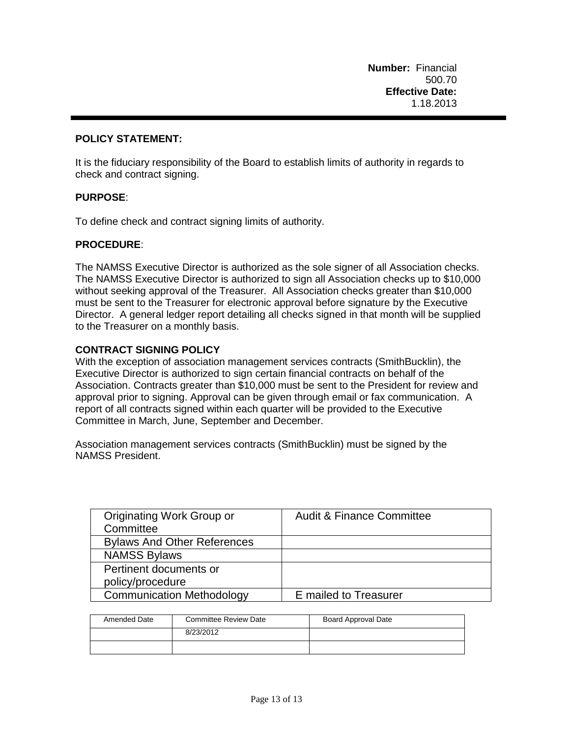**Number:** Financial 500.70
**Effective Date:** 1.18.2013

**POLICY STATEMENT:**

It is the fiduciary responsibility of the Board to establish limits of authority in regards to check and contract signing.

**PURPOSE**:

To define check and contract signing limits of authority.

**PROCEDURE**:

The NAMSS Executive Director is authorized as the sole signer of all Association checks. The NAMSS Executive Director is authorized to sign all Association checks up to $10,000 without seeking approval of the Treasurer. All Association checks greater than $10,000 must be sent to the Treasurer for electronic approval before signature by the Executive Director. A general ledger report detailing all checks signed in that month will be supplied to the Treasurer on a monthly basis.

**CONTRACT SIGNING POLICY**

With the exception of association management services contracts (SmithBucklin), the Executive Director is authorized to sign certain financial contracts on behalf of the Association. Contracts greater than $10,000 must be sent to the President for review and approval prior to signing. Approval can be given through email or fax communication. A report of all contracts signed within each quarter will be provided to the Executive Committee in March, June, September and December.

Association management services contracts (SmithBucklin) must be signed by the NAMSS President.

| | |
|---|---|
| Originating Work Group or Committee | Audit & Finance Committee |
| Bylaws And Other References | |
| NAMSS Bylaws | |
| Pertinent documents or policy/procedure | |
| Communication Methodology | E mailed to Treasurer |

| Amended Date | Committee Review Date | Board Approval Date |
|---|---|---|
| | 8/23/2012 | |
| | | |